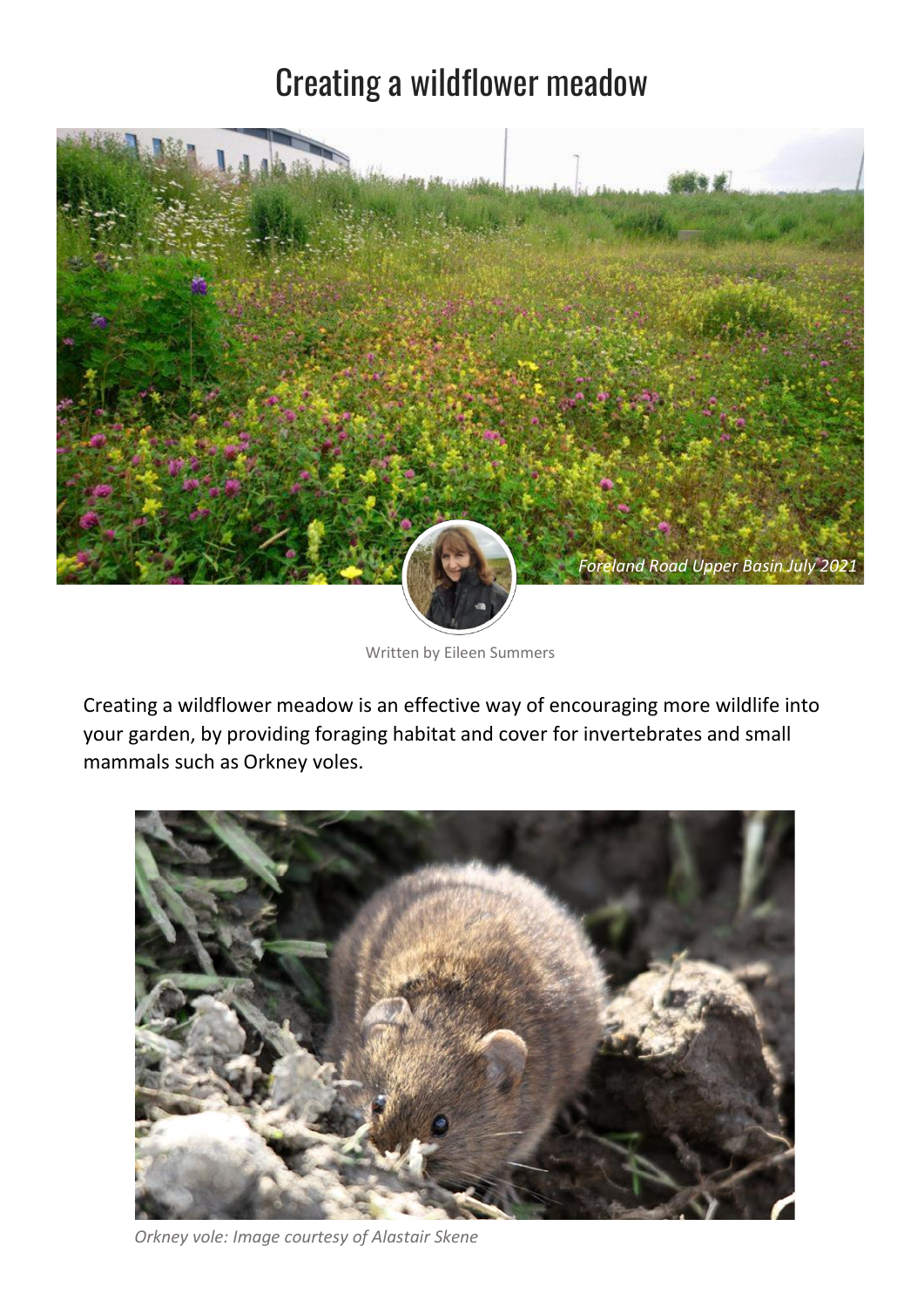# Creating a wildflower meadow

*Foreland Road Upper Basin July 2021*

Written by Eileen Summers

Creating a wildflower meadow is an effective way of encouraging more wildlife into your garden, by providing foraging habitat and cover for invertebrates and small mammals such as Orkney voles.

*Orkney vole: Image courtesy of Alastair Skene*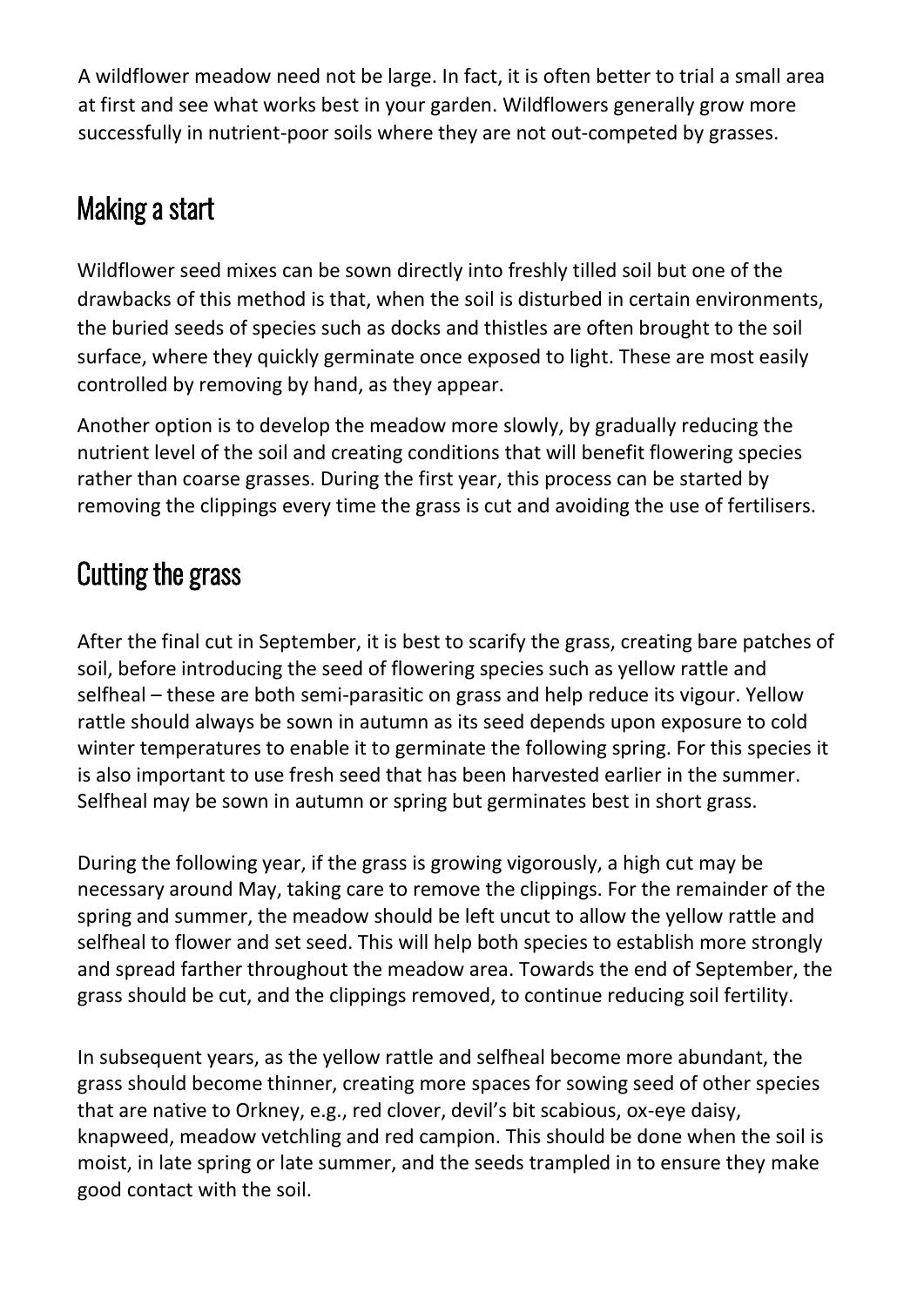A wildflower meadow need not be large. In fact, it is often better to trial a small area at first and see what works best in your garden. Wildflowers generally grow more successfully in nutrient-poor soils where they are not out-competed by grasses.

## Making a start

Wildflower seed mixes can be sown directly into freshly tilled soil but one of the drawbacks of this method is that, when the soil is disturbed in certain environments, the buried seeds of species such as docks and thistles are often brought to the soil surface, where they quickly germinate once exposed to light. These are most easily controlled by removing by hand, as they appear.

Another option is to develop the meadow more slowly, by gradually reducing the nutrient level of the soil and creating conditions that will benefit flowering species rather than coarse grasses. During the first year, this process can be started by removing the clippings every time the grass is cut and avoiding the use of fertilisers.

## Cutting the grass

After the final cut in September, it is best to scarify the grass, creating bare patches of soil, before introducing the seed of flowering species such as yellow rattle and selfheal – these are both semi-parasitic on grass and help reduce its vigour. Yellow rattle should always be sown in autumn as its seed depends upon exposure to cold winter temperatures to enable it to germinate the following spring. For this species it is also important to use fresh seed that has been harvested earlier in the summer. Selfheal may be sown in autumn or spring but germinates best in short grass.

During the following year, if the grass is growing vigorously, a high cut may be necessary around May, taking care to remove the clippings. For the remainder of the spring and summer, the meadow should be left uncut to allow the yellow rattle and selfheal to flower and set seed. This will help both species to establish more strongly and spread farther throughout the meadow area. Towards the end of September, the grass should be cut, and the clippings removed, to continue reducing soil fertility.

In subsequent years, as the yellow rattle and selfheal become more abundant, the grass should become thinner, creating more spaces for sowing seed of other species that are native to Orkney, e.g., red clover, devil's bit scabious, ox-eye daisy, knapweed, meadow vetchling and red campion. This should be done when the soil is moist, in late spring or late summer, and the seeds trampled in to ensure they make good contact with the soil.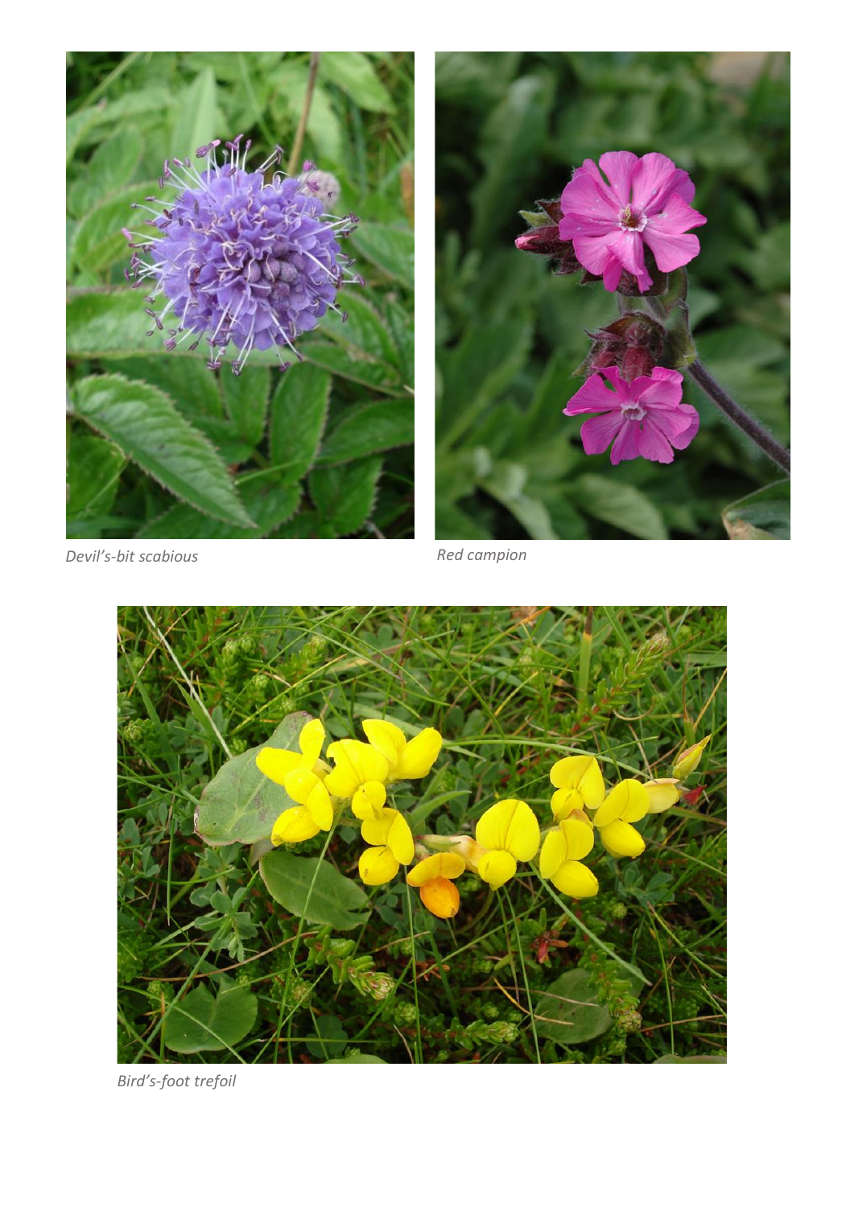*Devil's-bit scabious*

*Red campion*

*Bird's-foot trefoil*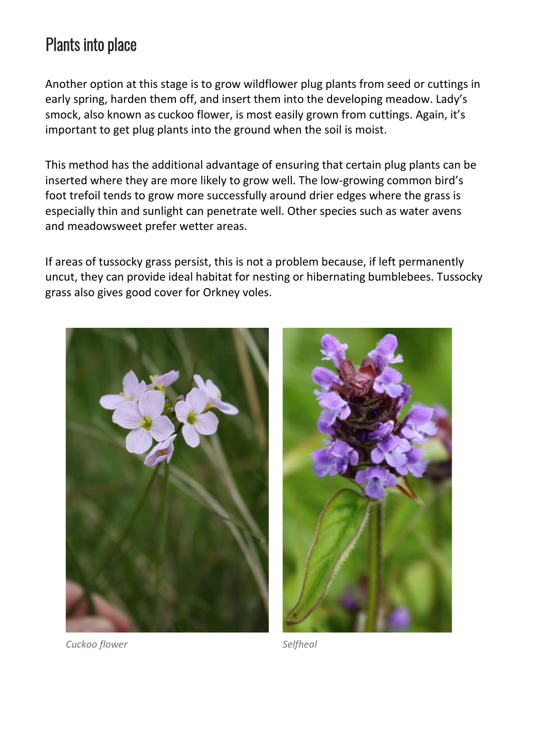# Plants into place

Another option at this stage is to grow wildflower plug plants from seed or cuttings in early spring, harden them off, and insert them into the developing meadow. Lady's smock, also known as cuckoo flower, is most easily grown from cuttings. Again, it's important to get plug plants into the ground when the soil is moist.

This method has the additional advantage of ensuring that certain plug plants can be inserted where they are more likely to grow well. The low-growing common bird's foot trefoil tends to grow more successfully around drier edges where the grass is especially thin and sunlight can penetrate well. Other species such as water avens and meadowsweet prefer wetter areas.

If areas of tussocky grass persist, this is not a problem because, if left permanently uncut, they can provide ideal habitat for nesting or hibernating bumblebees. Tussocky grass also gives good cover for Orkney voles.

*Cuckoo flower*

*Selfheal*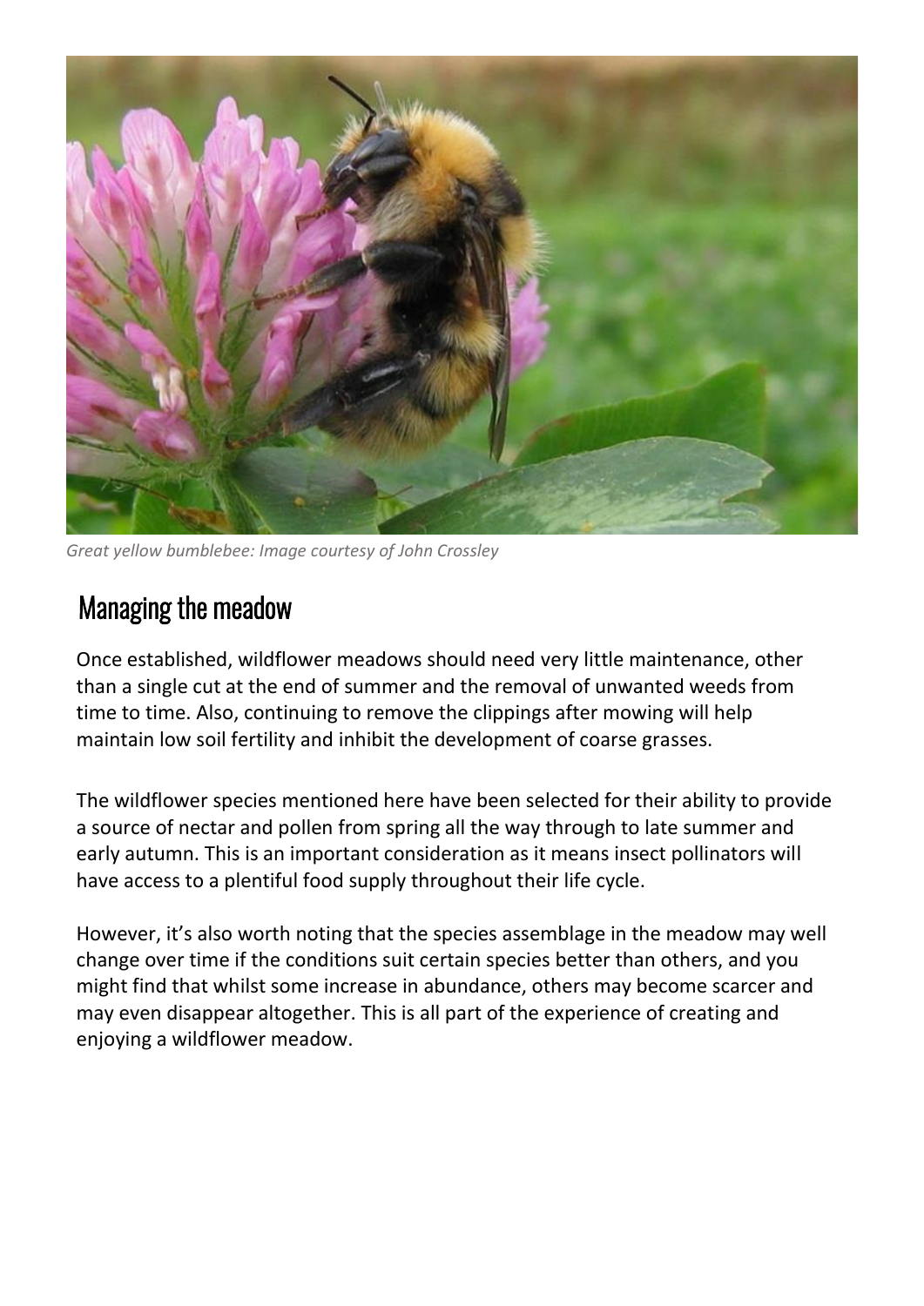*Great yellow bumblebee: Image courtesy of John Crossley*

## Managing the meadow

Once established, wildflower meadows should need very little maintenance, other than a single cut at the end of summer and the removal of unwanted weeds from time to time. Also, continuing to remove the clippings after mowing will help maintain low soil fertility and inhibit the development of coarse grasses.

The wildflower species mentioned here have been selected for their ability to provide a source of nectar and pollen from spring all the way through to late summer and early autumn. This is an important consideration as it means insect pollinators will have access to a plentiful food supply throughout their life cycle.

However, it's also worth noting that the species assemblage in the meadow may well change over time if the conditions suit certain species better than others, and you might find that whilst some increase in abundance, others may become scarcer and may even disappear altogether. This is all part of the experience of creating and enjoying a wildflower meadow.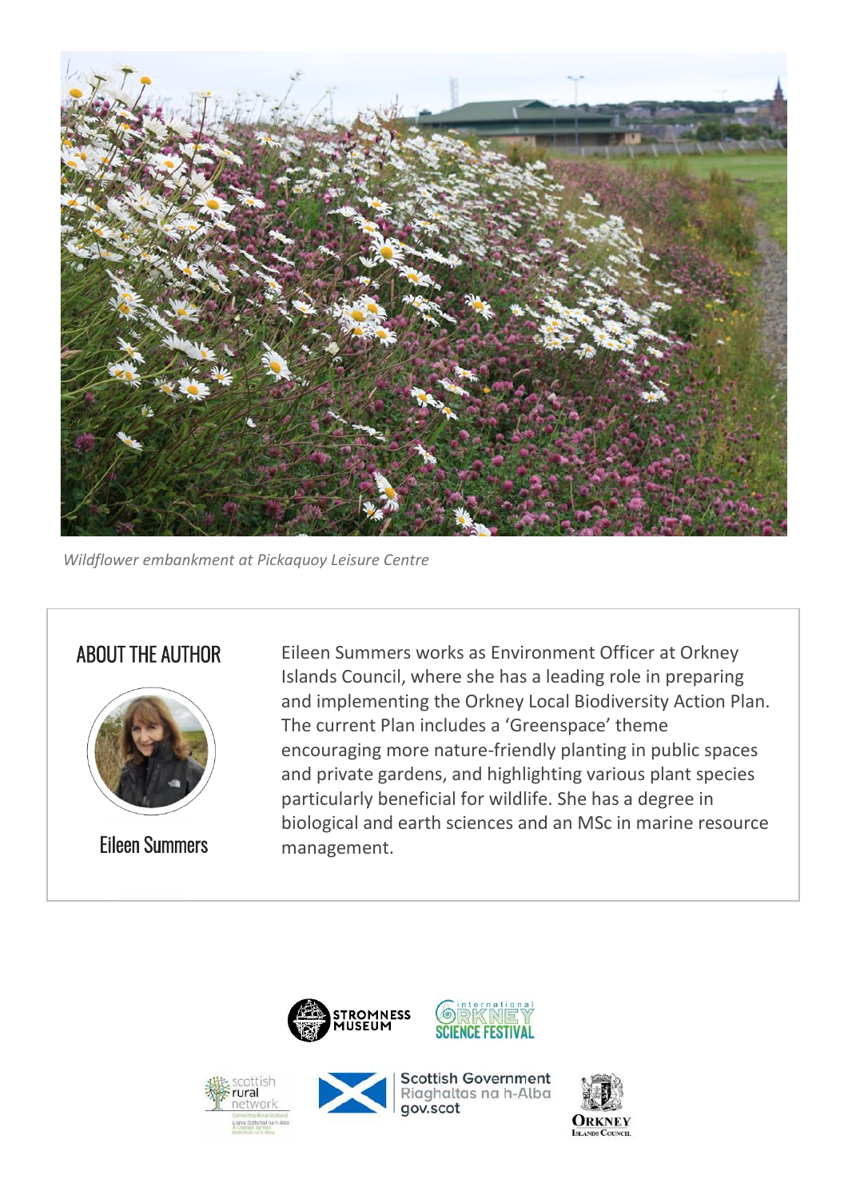*Wildflower embankment at Pickaquoy Leisure Centre*

## ABOUT THE AUTHOR

Eileen Summers

Eileen Summers works as Environment Officer at Orkney Islands Council, where she has a leading role in preparing and implementing the Orkney Local Biodiversity Action Plan. The current Plan includes a 'Greenspace' theme encouraging more nature-friendly planting in public spaces and private gardens, and highlighting various plant species particularly beneficial for wildlife. She has a degree in biological and earth sciences and an MSc in marine resource management.